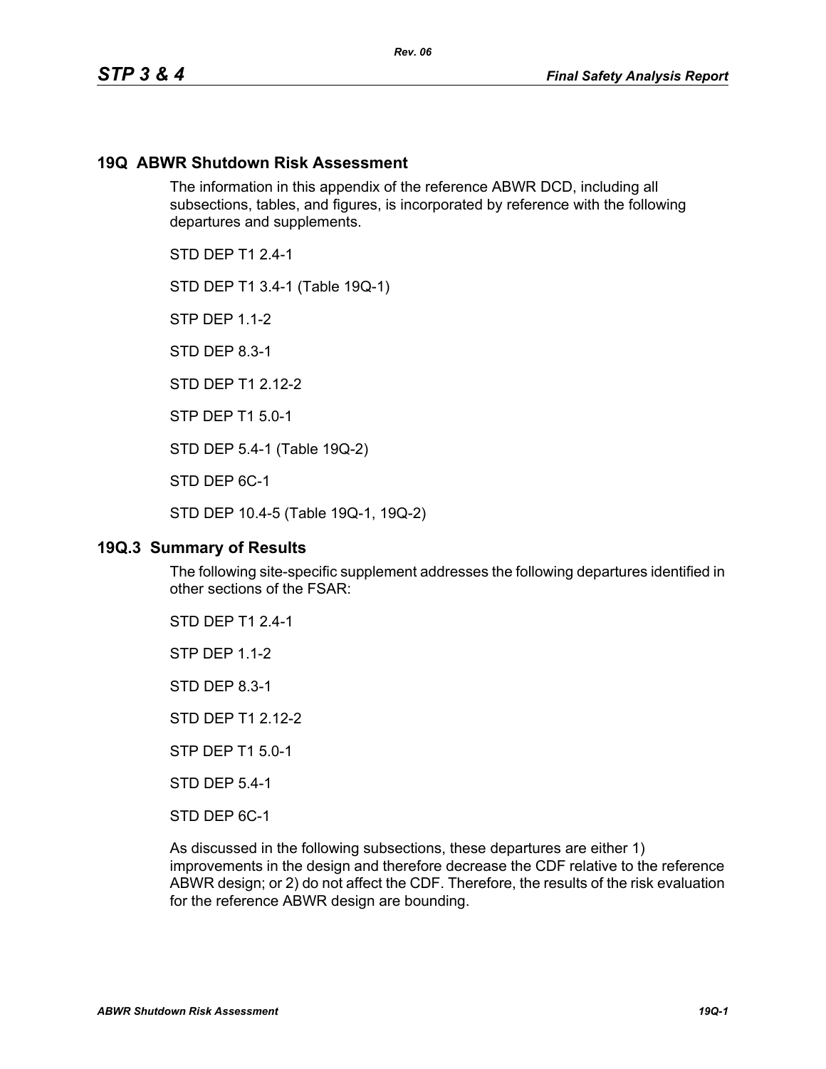## 19Q ABWR Shutdown Risk Assessment

The information in this appendix of the reference ABWR DCD, including all subsections, tables, and figures, is incorporated by reference with the following departures and supplements.

STD DEP T1 2.4-1

STD DEP T1 3.4-1 (Table 19Q-1)

STP DEP 1.1-2

STD DEP 8.3-1

STD DEP T1 2.12-2

STP DEP T1 5.0-1

STD DEP 5.4-1 (Table 19Q-2)

STD DEP 6C-1

STD DEP 10.4-5 (Table 19Q-1, 19Q-2)

### 19Q.3 Summary of Results

The following site-specific supplement addresses the following departures identified in other sections of the FSAR:

STD DEP T1 2.4-1

STP DEP 1.1-2

STD DEP 8.3-1

STD DEP T1 2.12-2

STP DEP T1 5.0-1

STD DEP 5.4-1

STD DEP 6C-1

As discussed in the following subsections, these departures are either 1) improvements in the design and therefore decrease the CDF relative to the reference ABWR design; or 2) do not affect the CDF. Therefore, the results of the risk evaluation for the reference ABWR design are bounding.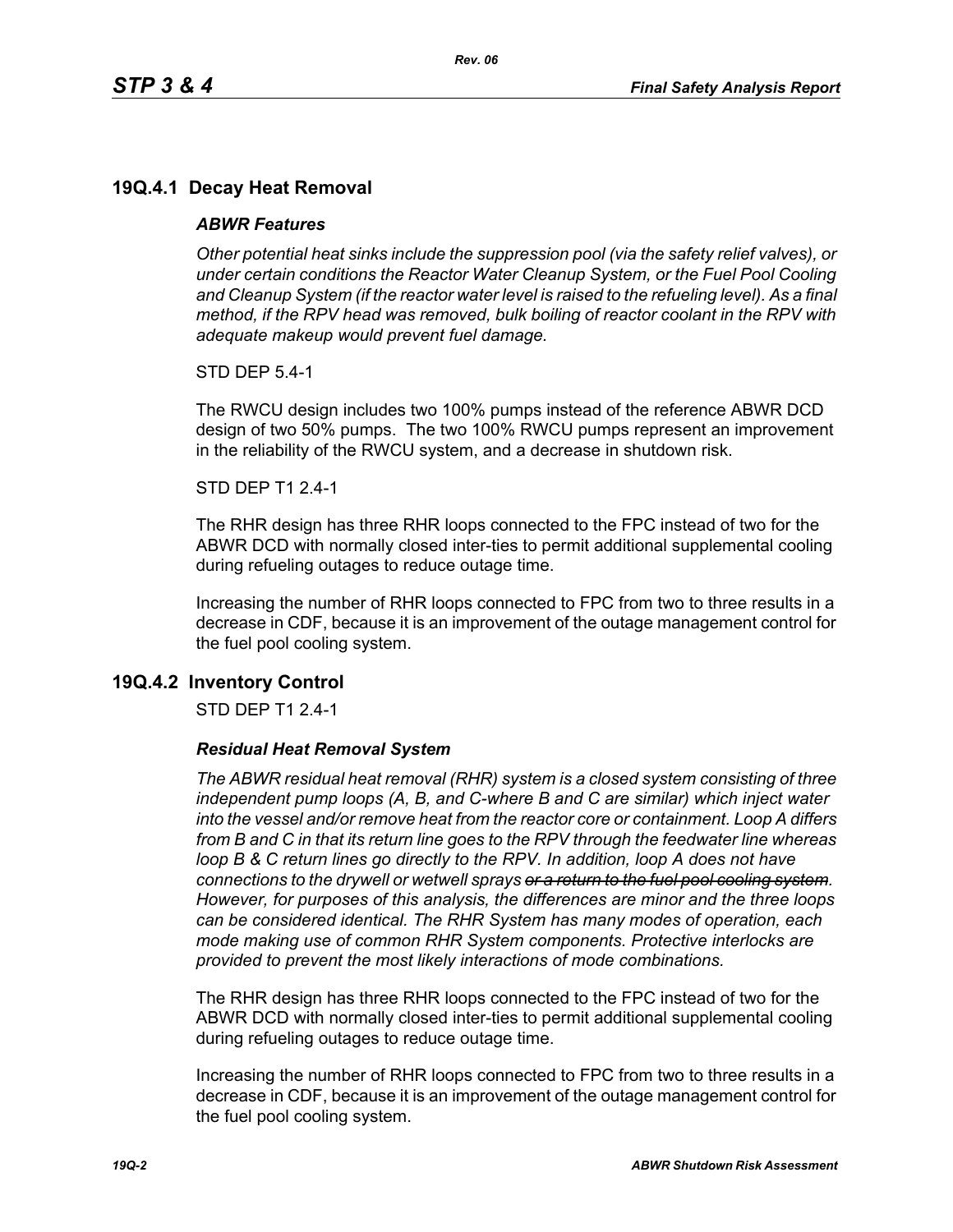## 19Q.4.1 Decay Heat Removal

### *ABWR Features*

*Other potential heat sinks include the suppression pool (via the safety relief valves), or under certain conditions the Reactor Water Cleanup System, or the Fuel Pool Cooling and Cleanup System (if the reactor water level is raised to the refueling level). As a final method, if the RPV head was removed, bulk boiling of reactor coolant in the RPV with adequate makeup would prevent fuel damage.*

STD DEP 5.4-1

The RWCU design includes two 100% pumps instead of the reference ABWR DCD design of two 50% pumps. The two 100% RWCU pumps represent an improvement in the reliability of the RWCU system, and a decrease in shutdown risk.

STD DEP T1 2.4-1

The RHR design has three RHR loops connected to the FPC instead of two for the ABWR DCD with normally closed inter-ties to permit additional supplemental cooling during refueling outages to reduce outage time.

Increasing the number of RHR loops connected to FPC from two to three results in a decrease in CDF, because it is an improvement of the outage management control for the fuel pool cooling system.

## 19Q.4.2 Inventory Control

STD DEP T1 2.4-1

### *Residual Heat Removal System*

*The ABWR residual heat removal (RHR) system is a closed system consisting of three independent pump loops (A, B, and C-where B and C are similar) which inject water into the vessel and/or remove heat from the reactor core or containment. Loop A differs from B and C in that its return line goes to the RPV through the feedwater line whereas loop B & C return lines go directly to the RPV. In addition, loop A does not have connections to the drywell or wetwell sprays ~~or a return to the fuel pool cooling system~~. However, for purposes of this analysis, the differences are minor and the three loops can be considered identical. The RHR System has many modes of operation, each mode making use of common RHR System components. Protective interlocks are provided to prevent the most likely interactions of mode combinations.*

The RHR design has three RHR loops connected to the FPC instead of two for the ABWR DCD with normally closed inter-ties to permit additional supplemental cooling during refueling outages to reduce outage time.

Increasing the number of RHR loops connected to FPC from two to three results in a decrease in CDF, because it is an improvement of the outage management control for the fuel pool cooling system.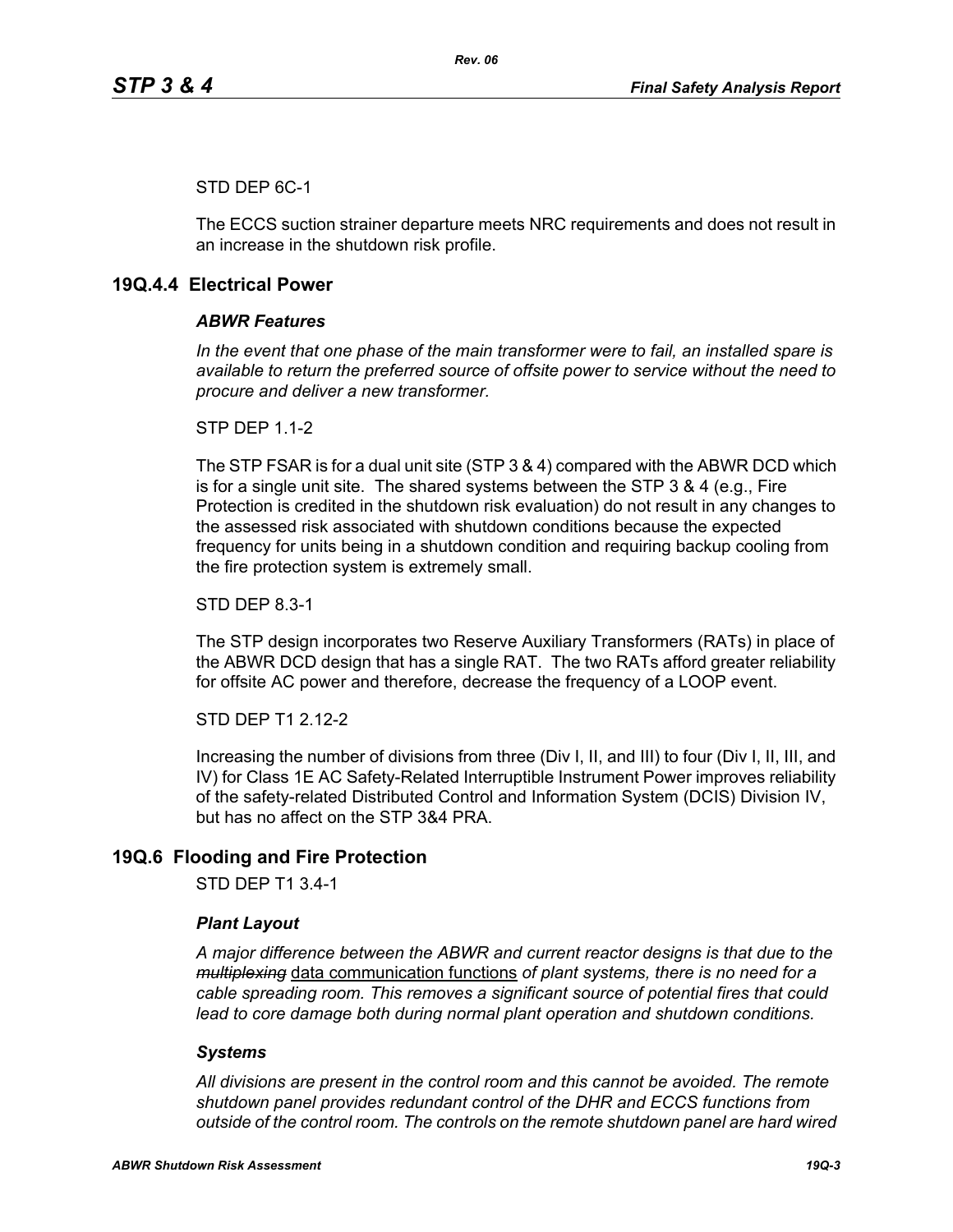STD DEP 6C-1

The ECCS suction strainer departure meets NRC requirements and does not result in an increase in the shutdown risk profile.

## 19Q.4.4 Electrical Power

### *ABWR Features*

*In the event that one phase of the main transformer were to fail, an installed spare is available to return the preferred source of offsite power to service without the need to procure and deliver a new transformer.*

STP DEP 1.1-2

The STP FSAR is for a dual unit site (STP 3 & 4) compared with the ABWR DCD which is for a single unit site. The shared systems between the STP 3 & 4 (e.g., Fire Protection is credited in the shutdown risk evaluation) do not result in any changes to the assessed risk associated with shutdown conditions because the expected frequency for units being in a shutdown condition and requiring backup cooling from the fire protection system is extremely small.

STD DEP 8.3-1

The STP design incorporates two Reserve Auxiliary Transformers (RATs) in place of the ABWR DCD design that has a single RAT. The two RATs afford greater reliability for offsite AC power and therefore, decrease the frequency of a LOOP event.

STD DEP T1 2.12-2

Increasing the number of divisions from three (Div I, II, and III) to four (Div I, II, III, and IV) for Class 1E AC Safety-Related Interruptible Instrument Power improves reliability of the safety-related Distributed Control and Information System (DCIS) Division IV, but has no affect on the STP 3&4 PRA.

## 19Q.6 Flooding and Fire Protection

STD DEP T1 3.4-1

### *Plant Layout*

*A major difference between the ABWR and current reactor designs is that due to the ~~multiplexing~~* data communication functions *of plant systems, there is no need for a cable spreading room. This removes a significant source of potential fires that could lead to core damage both during normal plant operation and shutdown conditions.*

### *Systems*

*All divisions are present in the control room and this cannot be avoided. The remote shutdown panel provides redundant control of the DHR and ECCS functions from outside of the control room. The controls on the remote shutdown panel are hard wired*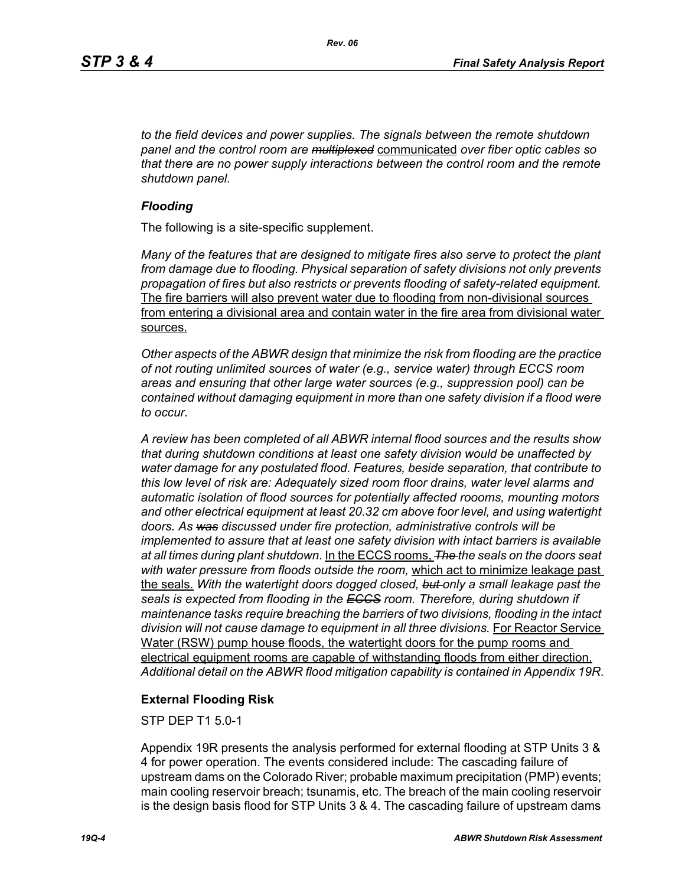*to the field devices and power supplies. The signals between the remote shutdown panel and the control room are ~~multiplexed~~* communicated *over fiber optic cables so that there are no power supply interactions between the control room and the remote shutdown panel.*

### *Flooding*

The following is a site-specific supplement.

*Many of the features that are designed to mitigate fires also serve to protect the plant from damage due to flooding. Physical separation of safety divisions not only prevents propagation of fires but also restricts or prevents flooding of safety-related equipment.* The fire barriers will also prevent water due to flooding from non-divisional sources from entering a divisional area and contain water in the fire area from divisional water sources.

*Other aspects of the ABWR design that minimize the risk from flooding are the practice of not routing unlimited sources of water (e.g., service water) through ECCS room areas and ensuring that other large water sources (e.g., suppression pool) can be contained without damaging equipment in more than one safety division if a flood were to occur.*

*A review has been completed of all ABWR internal flood sources and the results show that during shutdown conditions at least one safety division would be unaffected by water damage for any postulated flood. Features, beside separation, that contribute to this low level of risk are: Adequately sized room floor drains, water level alarms and automatic isolation of flood sources for potentially affected roooms, mounting motors and other electrical equipment at least 20.32 cm above foor level, and using watertight doors. As ~~was~~ discussed under fire protection, administrative controls will be implemented to assure that at least one safety division with intact barriers is available at all times during plant shutdown.* In the ECCS rooms, *~~The~~ the seals on the doors seat with water pressure from floods outside the room,* which act to minimize leakage past the seals. *With the watertight doors dogged closed, ~~but~~ only a small leakage past the seals is expected from flooding in the ~~ECCS~~ room. Therefore, during shutdown if maintenance tasks require breaching the barriers of two divisions, flooding in the intact division will not cause damage to equipment in all three divisions.* For Reactor Service Water (RSW) pump house floods, the watertight doors for the pump rooms and electrical equipment rooms are capable of withstanding floods from either direction. *Additional detail on the ABWR flood mitigation capability is contained in Appendix 19R.*

### External Flooding Risk

STP DEP T1 5.0-1

Appendix 19R presents the analysis performed for external flooding at STP Units 3 & 4 for power operation. The events considered include: The cascading failure of upstream dams on the Colorado River; probable maximum precipitation (PMP) events; main cooling reservoir breach; tsunamis, etc. The breach of the main cooling reservoir is the design basis flood for STP Units 3 & 4. The cascading failure of upstream dams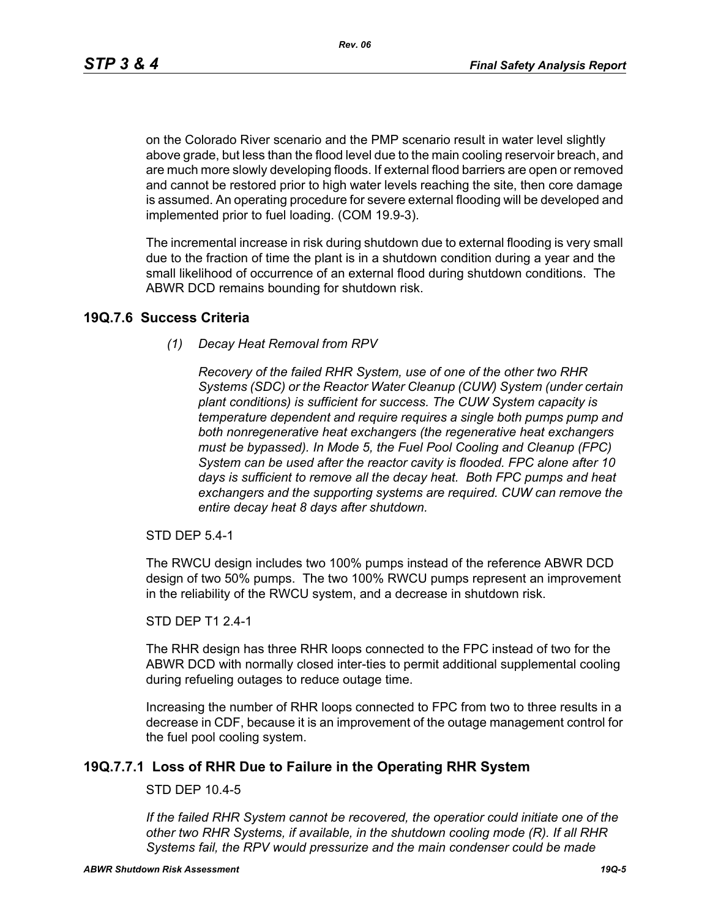on the Colorado River scenario and the PMP scenario result in water level slightly above grade, but less than the flood level due to the main cooling reservoir breach, and are much more slowly developing floods. If external flood barriers are open or removed and cannot be restored prior to high water levels reaching the site, then core damage is assumed. An operating procedure for severe external flooding will be developed and implemented prior to fuel loading. (COM 19.9-3).

The incremental increase in risk during shutdown due to external flooding is very small due to the fraction of time the plant is in a shutdown condition during a year and the small likelihood of occurrence of an external flood during shutdown conditions. The ABWR DCD remains bounding for shutdown risk.

## 19Q.7.6 Success Criteria

*(1) Decay Heat Removal from RPV*

*Recovery of the failed RHR System, use of one of the other two RHR Systems (SDC) or the Reactor Water Cleanup (CUW) System (under certain plant conditions) is sufficient for success. The CUW System capacity is temperature dependent and require requires a single both pumps pump and both nonregenerative heat exchangers (the regenerative heat exchangers must be bypassed). In Mode 5, the Fuel Pool Cooling and Cleanup (FPC) System can be used after the reactor cavity is flooded. FPC alone after 10 days is sufficient to remove all the decay heat. Both FPC pumps and heat exchangers and the supporting systems are required. CUW can remove the entire decay heat 8 days after shutdown.*

STD DEP 5.4-1

The RWCU design includes two 100% pumps instead of the reference ABWR DCD design of two 50% pumps. The two 100% RWCU pumps represent an improvement in the reliability of the RWCU system, and a decrease in shutdown risk.

STD DEP T1 2.4-1

The RHR design has three RHR loops connected to the FPC instead of two for the ABWR DCD with normally closed inter-ties to permit additional supplemental cooling during refueling outages to reduce outage time.

Increasing the number of RHR loops connected to FPC from two to three results in a decrease in CDF, because it is an improvement of the outage management control for the fuel pool cooling system.

## 19Q.7.7.1 Loss of RHR Due to Failure in the Operating RHR System

STD DEP 10.4-5

*If the failed RHR System cannot be recovered, the operatior could initiate one of the other two RHR Systems, if available, in the shutdown cooling mode (R). If all RHR Systems fail, the RPV would pressurize and the main condenser could be made*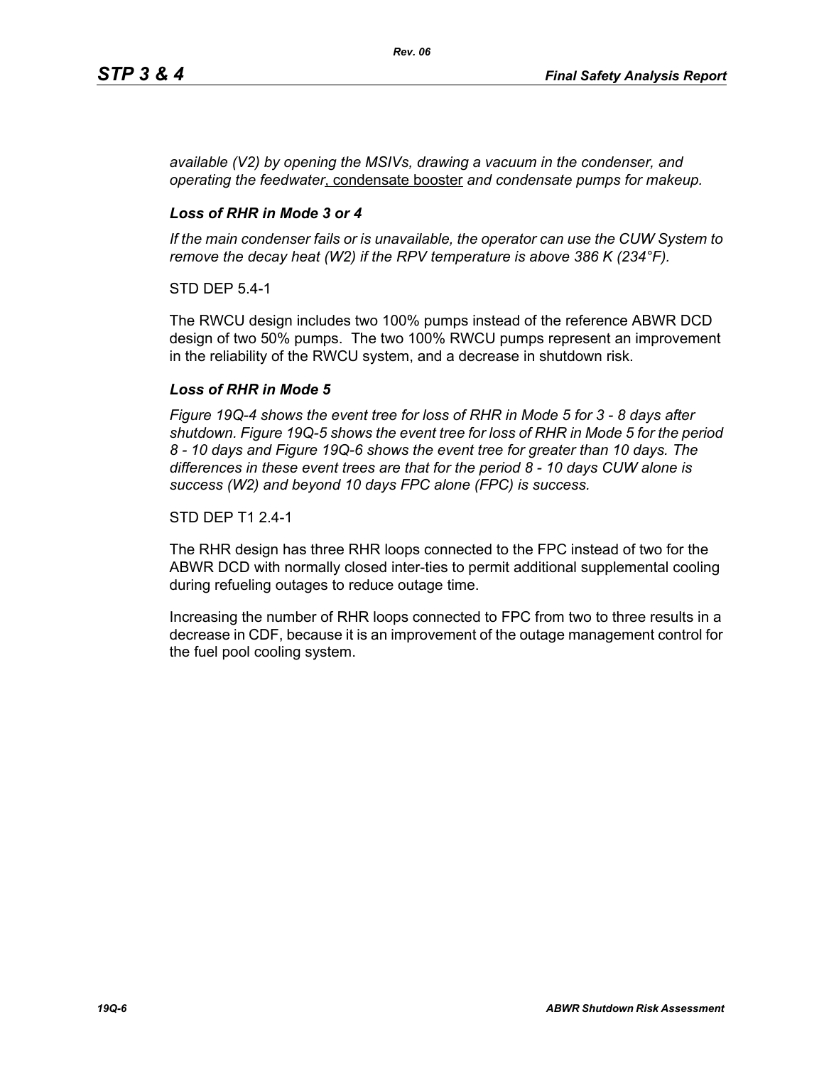*available (V2) by opening the MSIVs, drawing a vacuum in the condenser, and operating the feedwater*, condensate booster *and condensate pumps for makeup.*

### *Loss of RHR in Mode 3 or 4*

*If the main condenser fails or is unavailable, the operator can use the CUW System to remove the decay heat (W2) if the RPV temperature is above 386 K (234°F).*

STD DEP 5.4-1

The RWCU design includes two 100% pumps instead of the reference ABWR DCD design of two 50% pumps. The two 100% RWCU pumps represent an improvement in the reliability of the RWCU system, and a decrease in shutdown risk.

### *Loss of RHR in Mode 5*

*Figure 19Q-4 shows the event tree for loss of RHR in Mode 5 for 3 - 8 days after shutdown. Figure 19Q-5 shows the event tree for loss of RHR in Mode 5 for the period 8 - 10 days and Figure 19Q-6 shows the event tree for greater than 10 days. The differences in these event trees are that for the period 8 - 10 days CUW alone is success (W2) and beyond 10 days FPC alone (FPC) is success.*

STD DEP T1 2.4-1

The RHR design has three RHR loops connected to the FPC instead of two for the ABWR DCD with normally closed inter-ties to permit additional supplemental cooling during refueling outages to reduce outage time.

Increasing the number of RHR loops connected to FPC from two to three results in a decrease in CDF, because it is an improvement of the outage management control for the fuel pool cooling system.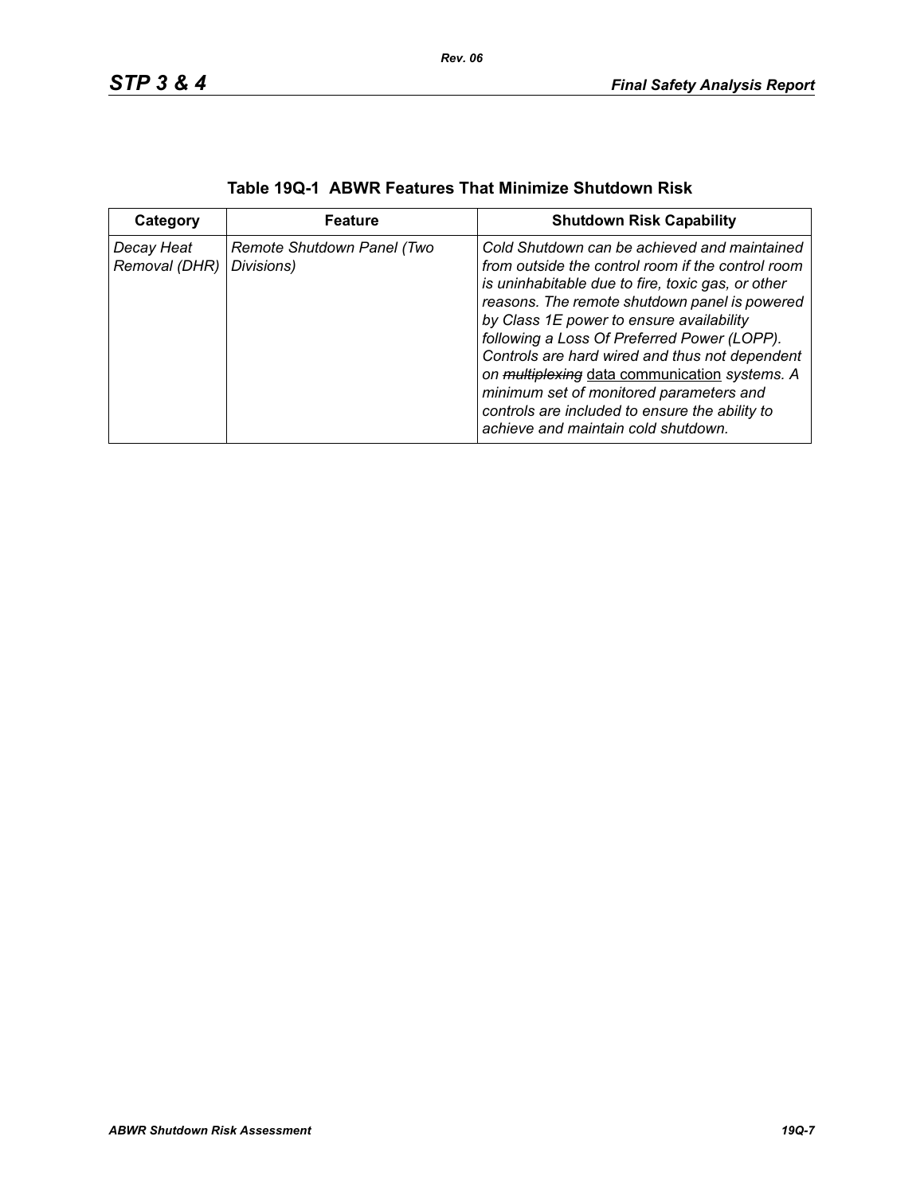**Table 19Q-1 ABWR Features That Minimize Shutdown Risk**

| Category | Feature | Shutdown Risk Capability |
|---|---|---|
| *Decay Heat Removal (DHR)* | *Remote Shutdown Panel (Two Divisions)* | *Cold Shutdown can be achieved and maintained from outside the control room if the control room is uninhabitable due to fire, toxic gas, or other reasons. The remote shutdown panel is powered by Class 1E power to ensure availability following a Loss Of Preferred Power (LOPP). Controls are hard wired and thus not dependent on ~~multiplexing~~ data communication systems. A minimum set of monitored parameters and controls are included to ensure the ability to achieve and maintain cold shutdown.* |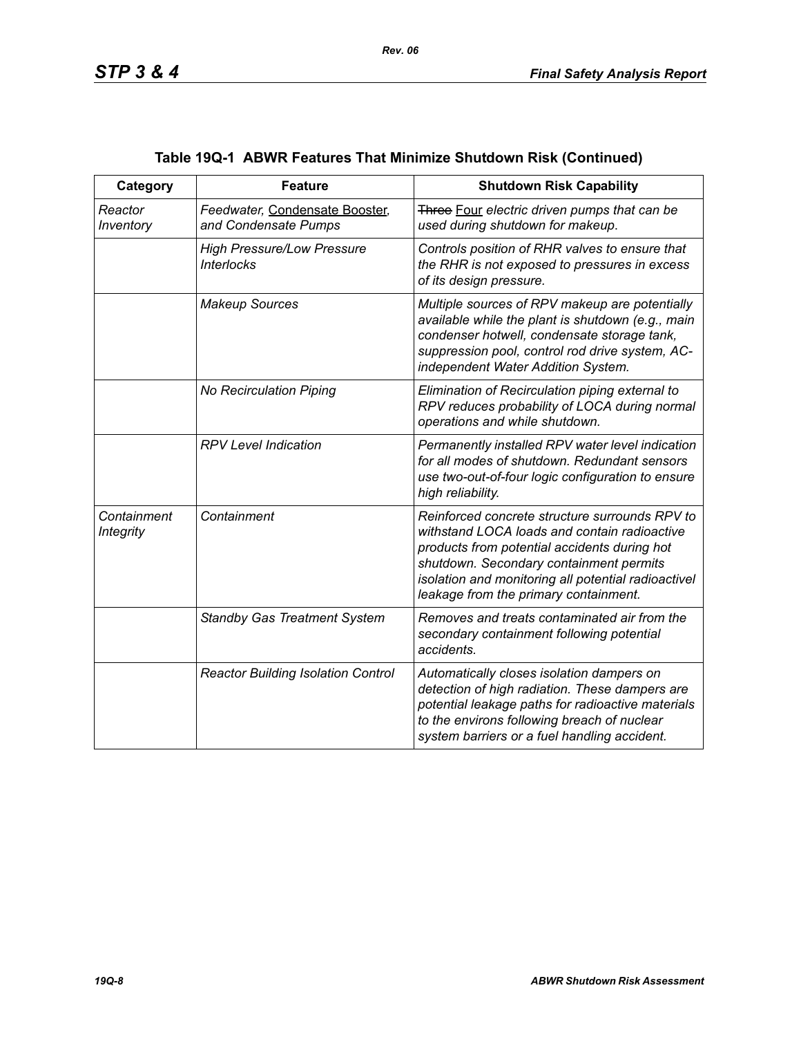### Table 19Q-1 ABWR Features That Minimize Shutdown Risk (Continued)

| Category | Feature | Shutdown Risk Capability |
|---|---|---|
| *Reactor Inventory* | *Feedwater,* Condensate Booster, *and Condensate Pumps* | ~~Three~~ Four *electric driven pumps that can be used during shutdown for makeup.* |
| | *High Pressure/Low Pressure Interlocks* | *Controls position of RHR valves to ensure that the RHR is not exposed to pressures in excess of its design pressure.* |
| | *Makeup Sources* | *Multiple sources of RPV makeup are potentially available while the plant is shutdown (e.g., main condenser hotwell, condensate storage tank, suppression pool, control rod drive system, AC-independent Water Addition System.* |
| | *No Recirculation Piping* | *Elimination of Recirculation piping external to RPV reduces probability of LOCA during normal operations and while shutdown.* |
| | *RPV Level Indication* | *Permanently installed RPV water level indication for all modes of shutdown. Redundant sensors use two-out-of-four logic configuration to ensure high reliability.* |
| *Containment Integrity* | *Containment* | *Reinforced concrete structure surrounds RPV to withstand LOCA loads and contain radioactive products from potential accidents during hot shutdown. Secondary containment permits isolation and monitoring all potential radioactivel leakage from the primary containment.* |
| | *Standby Gas Treatment System* | *Removes and treats contaminated air from the secondary containment following potential accidents.* |
| | *Reactor Building Isolation Control* | *Automatically closes isolation dampers on detection of high radiation. These dampers are potential leakage paths for radioactive materials to the environs following breach of nuclear system barriers or a fuel handling accident.* |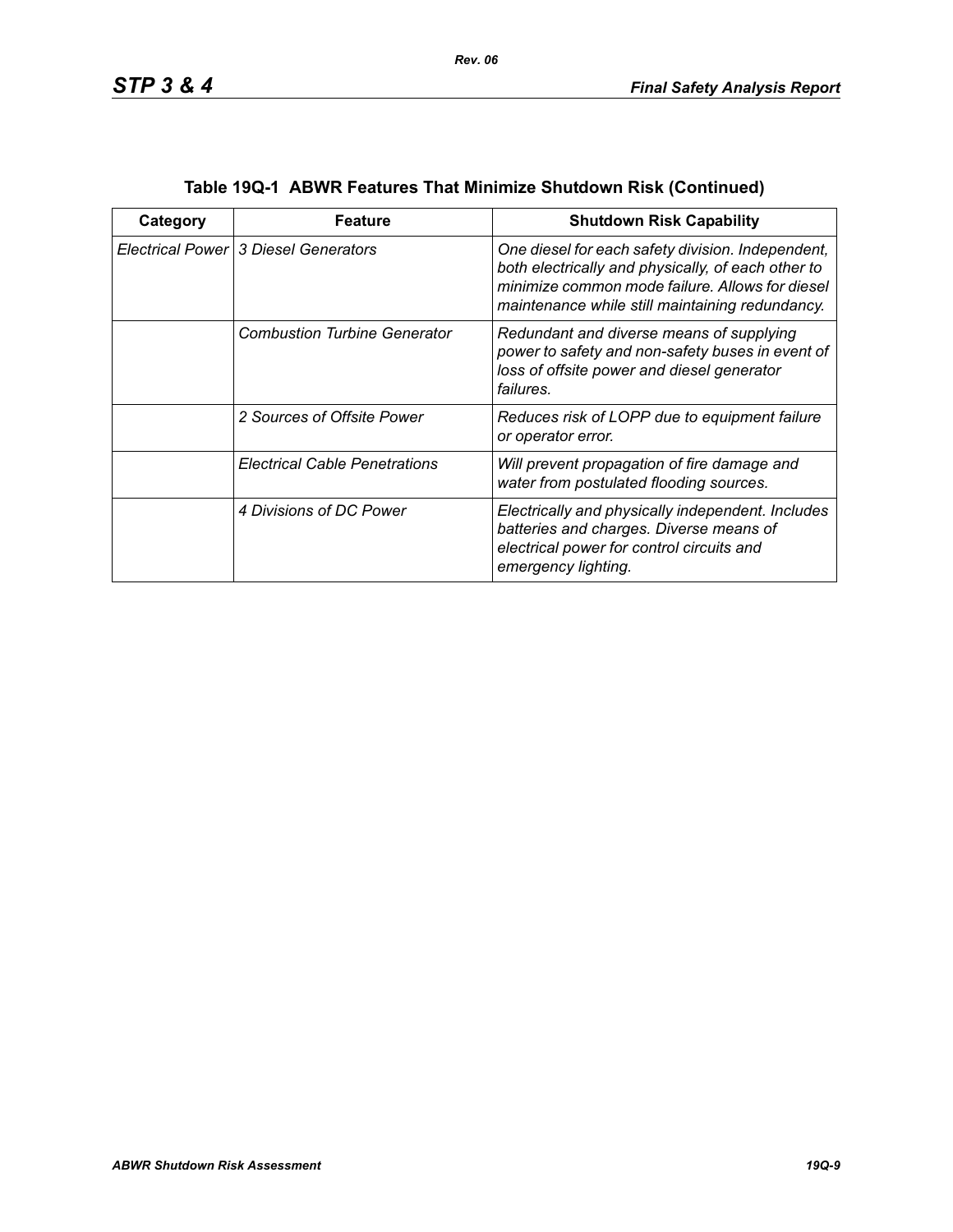**Table 19Q-1 ABWR Features That Minimize Shutdown Risk (Continued)**

| Category | Feature | Shutdown Risk Capability |
|---|---|---|
| *Electrical Power* | *3 Diesel Generators* | *One diesel for each safety division. Independent, both electrically and physically, of each other to minimize common mode failure. Allows for diesel maintenance while still maintaining redundancy.* |
| | *Combustion Turbine Generator* | *Redundant and diverse means of supplying power to safety and non-safety buses in event of loss of offsite power and diesel generator failures.* |
| | *2 Sources of Offsite Power* | *Reduces risk of LOPP due to equipment failure or operator error.* |
| | *Electrical Cable Penetrations* | *Will prevent propagation of fire damage and water from postulated flooding sources.* |
| | *4 Divisions of DC Power* | *Electrically and physically independent. Includes batteries and charges. Diverse means of electrical power for control circuits and emergency lighting.* |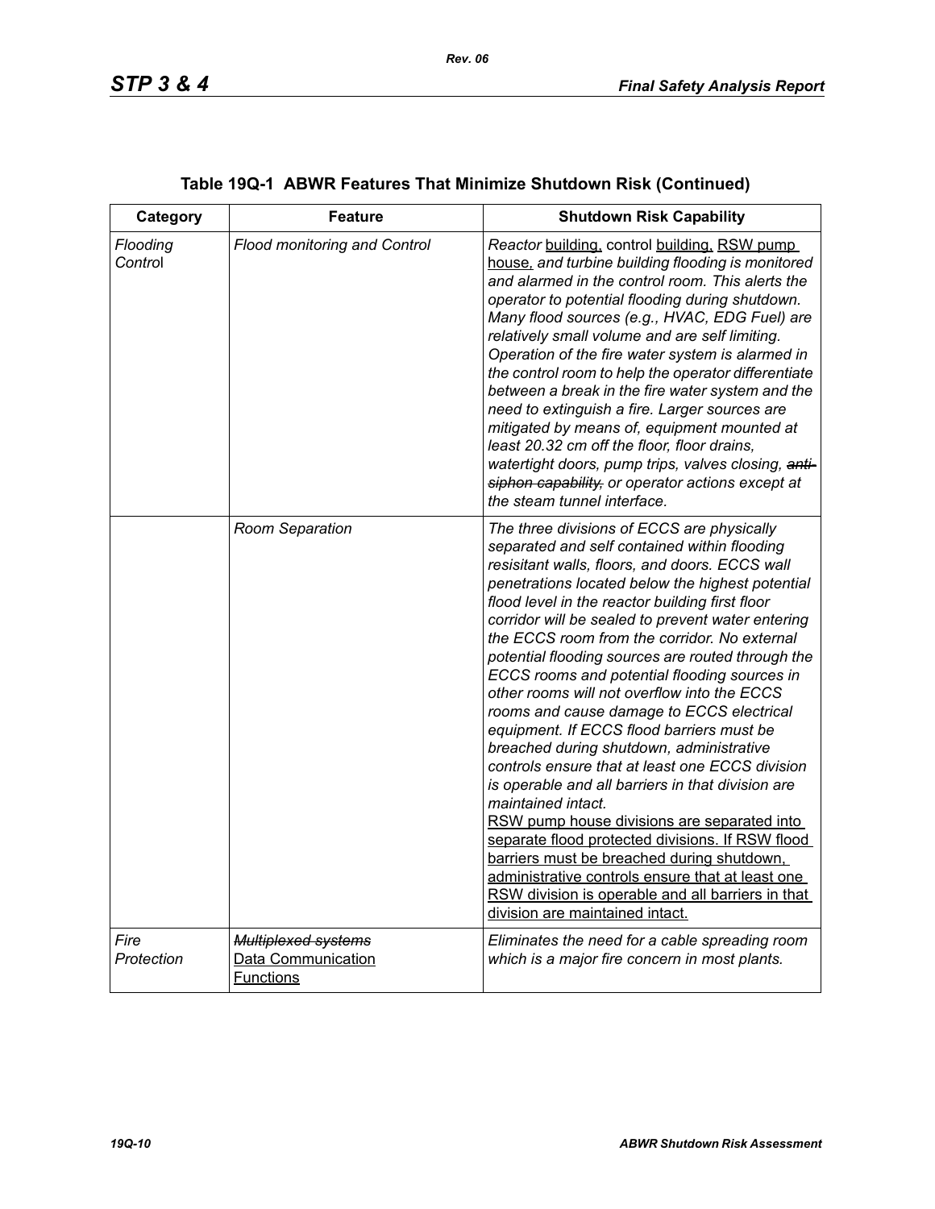## Table 19Q-1 ABWR Features That Minimize Shutdown Risk (Continued)

| Category | Feature | Shutdown Risk Capability |
|---|---|---|
| *Flooding Control* | *Flood monitoring and Control* | *Reactor* building, control building, RSW pump house, *and turbine building flooding is monitored and alarmed in the control room. This alerts the operator to potential flooding during shutdown. Many flood sources (e.g., HVAC, EDG Fuel) are relatively small volume and are self limiting. Operation of the fire water system is alarmed in the control room to help the operator differentiate between a break in the fire water system and the need to extinguish a fire. Larger sources are mitigated by means of, equipment mounted at least 20.32 cm off the floor, floor drains, watertight doors, pump trips, valves closing,* ~~*anti-siphon capability,*~~ *or operator actions except at the steam tunnel interface.* |
| | *Room Separation* | *The three divisions of ECCS are physically separated and self contained within flooding resisitant walls, floors, and doors. ECCS wall penetrations located below the highest potential flood level in the reactor building first floor corridor will be sealed to prevent water entering the ECCS room from the corridor. No external potential flooding sources are routed through the ECCS rooms and potential flooding sources in other rooms will not overflow into the ECCS rooms and cause damage to ECCS electrical equipment. If ECCS flood barriers must be breached during shutdown, administrative controls ensure that at least one ECCS division is operable and all barriers in that division are maintained intact.* RSW pump house divisions are separated into separate flood protected divisions. If RSW flood barriers must be breached during shutdown, administrative controls ensure that at least one RSW division is operable and all barriers in that division are maintained intact. |
| *Fire Protection* | ~~*Multiplexed systems*~~ Data Communication Functions | *Eliminates the need for a cable spreading room which is a major fire concern in most plants.* |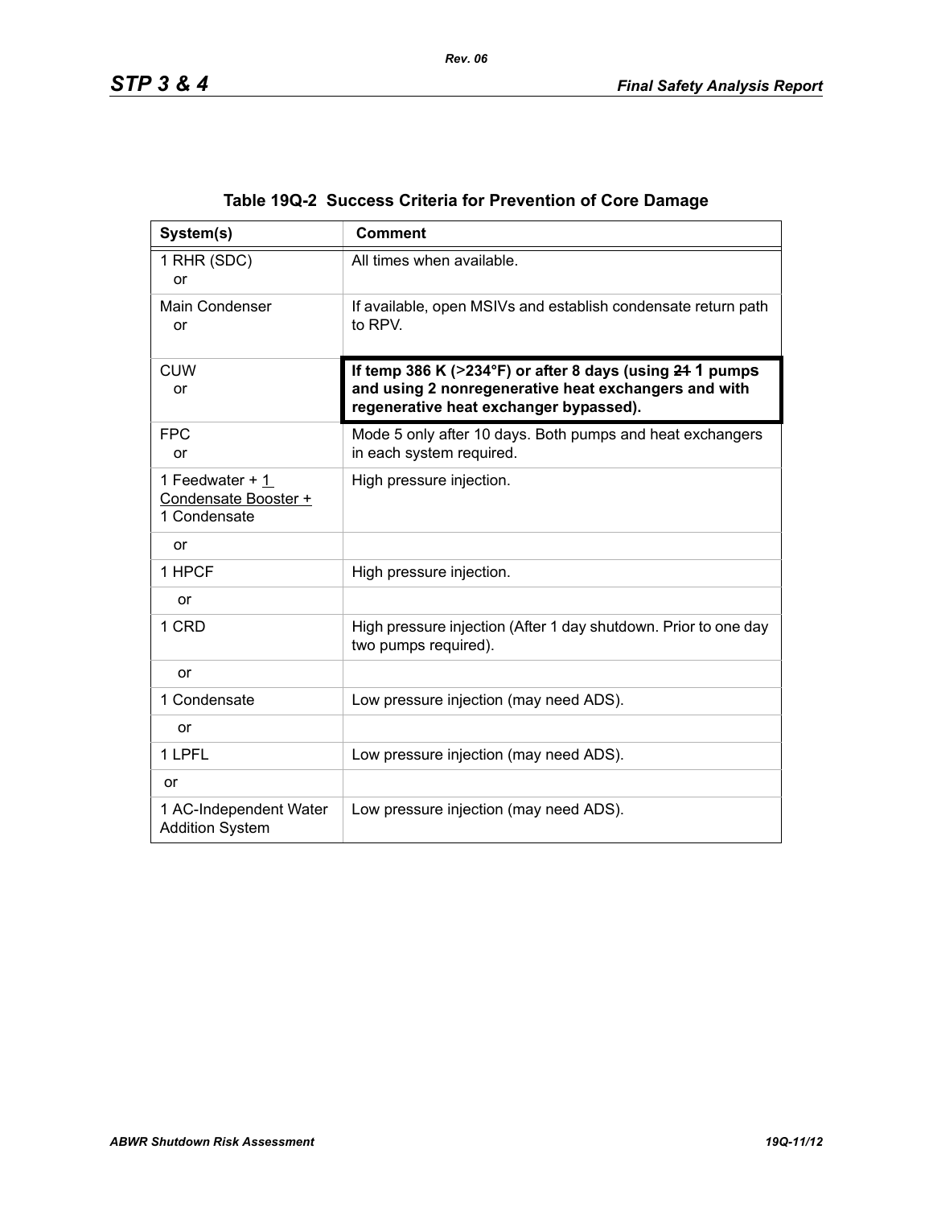**Table 19Q-2 Success Criteria for Prevention of Core Damage**

| System(s) | Comment |
|---|---|
| 1 RHR (SDC)<br>or | All times when available. |
| Main Condenser<br>or | If available, open MSIVs and establish condensate return path to RPV. |
| CUW<br>or | **If temp 386 K (>234°F) or after 8 days (using ~~2~~1 1 pumps and using 2 nonregenerative heat exchangers and with regenerative heat exchanger bypassed).** |
| FPC<br>or | Mode 5 only after 10 days. Both pumps and heat exchangers in each system required. |
| 1 Feedwater + 1 Condensate Booster + 1 Condensate | High pressure injection. |
| or | |
| 1 HPCF | High pressure injection. |
| or | |
| 1 CRD | High pressure injection (After 1 day shutdown. Prior to one day two pumps required). |
| or | |
| 1 Condensate | Low pressure injection (may need ADS). |
| or | |
| 1 LPFL | Low pressure injection (may need ADS). |
| or | |
| 1 AC-Independent Water Addition System | Low pressure injection (may need ADS). |